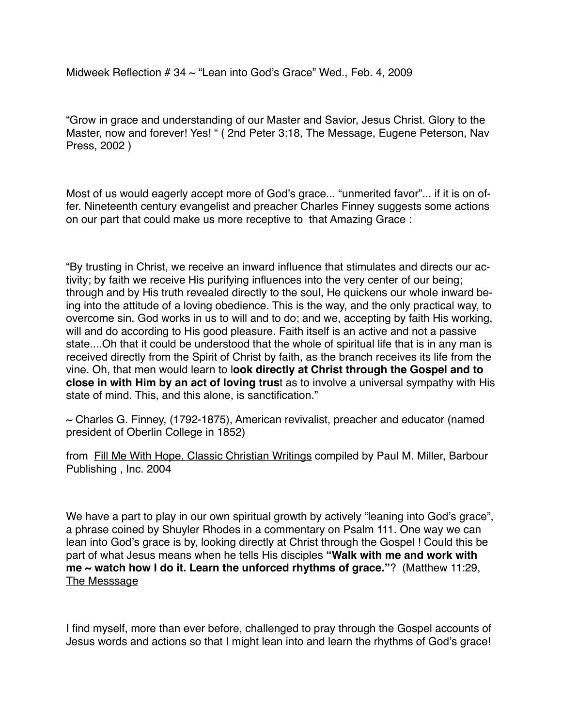Midweek Reflection # 34 ~ “Lean into God’s Grace” Wed., Feb. 4, 2009

“Grow in grace and understanding of our Master and Savior, Jesus Christ. Glory to the Master, now and forever! Yes! “ ( 2nd Peter 3:18, The Message, Eugene Peterson, Nav Press, 2002 )

Most of us would eagerly accept more of God’s grace... “unmerited favor”... if it is on offer. Nineteenth century evangelist and preacher Charles Finney suggests some actions on our part that could make us more receptive to that Amazing Grace :

“By trusting in Christ, we receive an inward influence that stimulates and directs our activity; by faith we receive His purifying influences into the very center of our being; through and by His truth revealed directly to the soul, He quickens our whole inward being into the attitude of a loving obedience. This is the way, and the only practical way, to overcome sin. God works in us to will and to do; and we, accepting by faith His working, will and do according to His good pleasure. Faith itself is an active and not a passive state....Oh that it could be understood that the whole of spiritual life that is in any man is received directly from the Spirit of Christ by faith, as the branch receives its life from the vine. Oh, that men would learn to l**ook directly at Christ through the Gospel and to close in with Him by an act of loving trus**t as to involve a universal sympathy with His state of mind. This, and this alone, is sanctification.”

~ Charles G. Finney, (1792-1875), American revivalist, preacher and educator (named president of Oberlin College in 1852)

from Fill Me With Hope, Classic Christian Writings compiled by Paul M. Miller, Barbour Publishing , Inc. 2004

We have a part to play in our own spiritual growth by actively “leaning into God’s grace”, a phrase coined by Shuyler Rhodes in a commentary on Psalm 111. One way we can lean into God’s grace is by, looking directly at Christ through the Gospel ! Could this be part of what Jesus means when he tells His disciples **“Walk with me and work with me ~ watch how I do it. Learn the unforced rhythms of grace.”**? (Matthew 11:29, The Messsage

I find myself, more than ever before, challenged to pray through the Gospel accounts of Jesus words and actions so that I might lean into and learn the rhythms of God’s grace!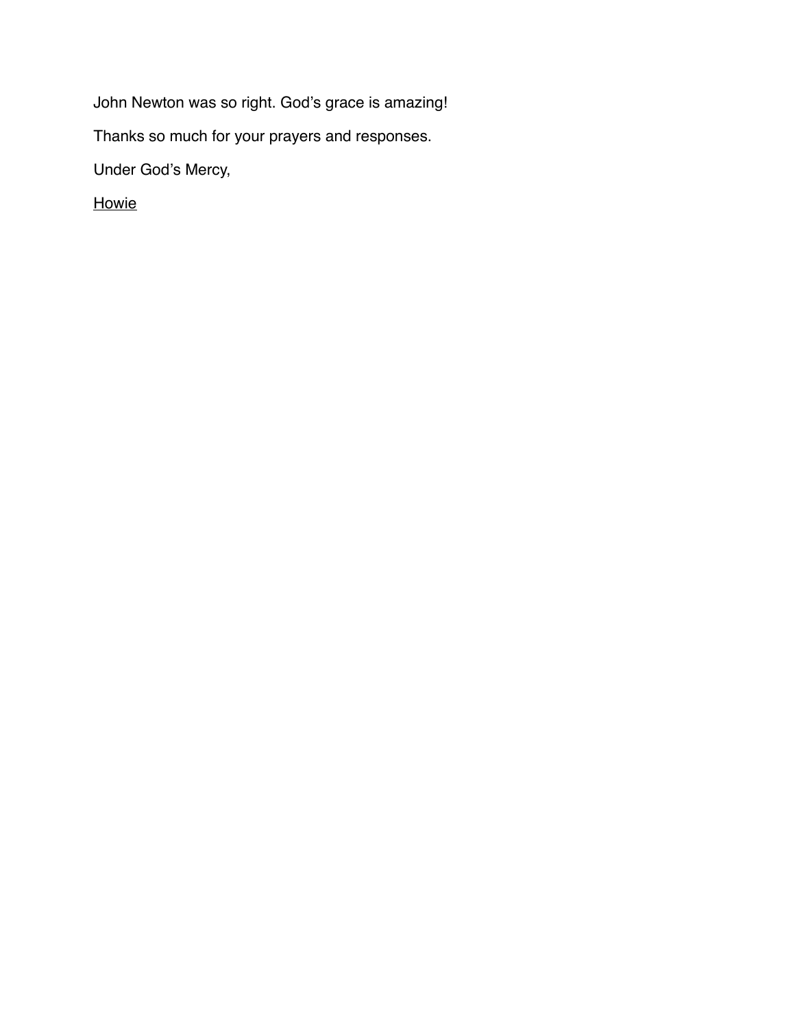John Newton was so right. God's grace is amazing!

Thanks so much for your prayers and responses.

Under God's Mercy,

<u>Howie</u>